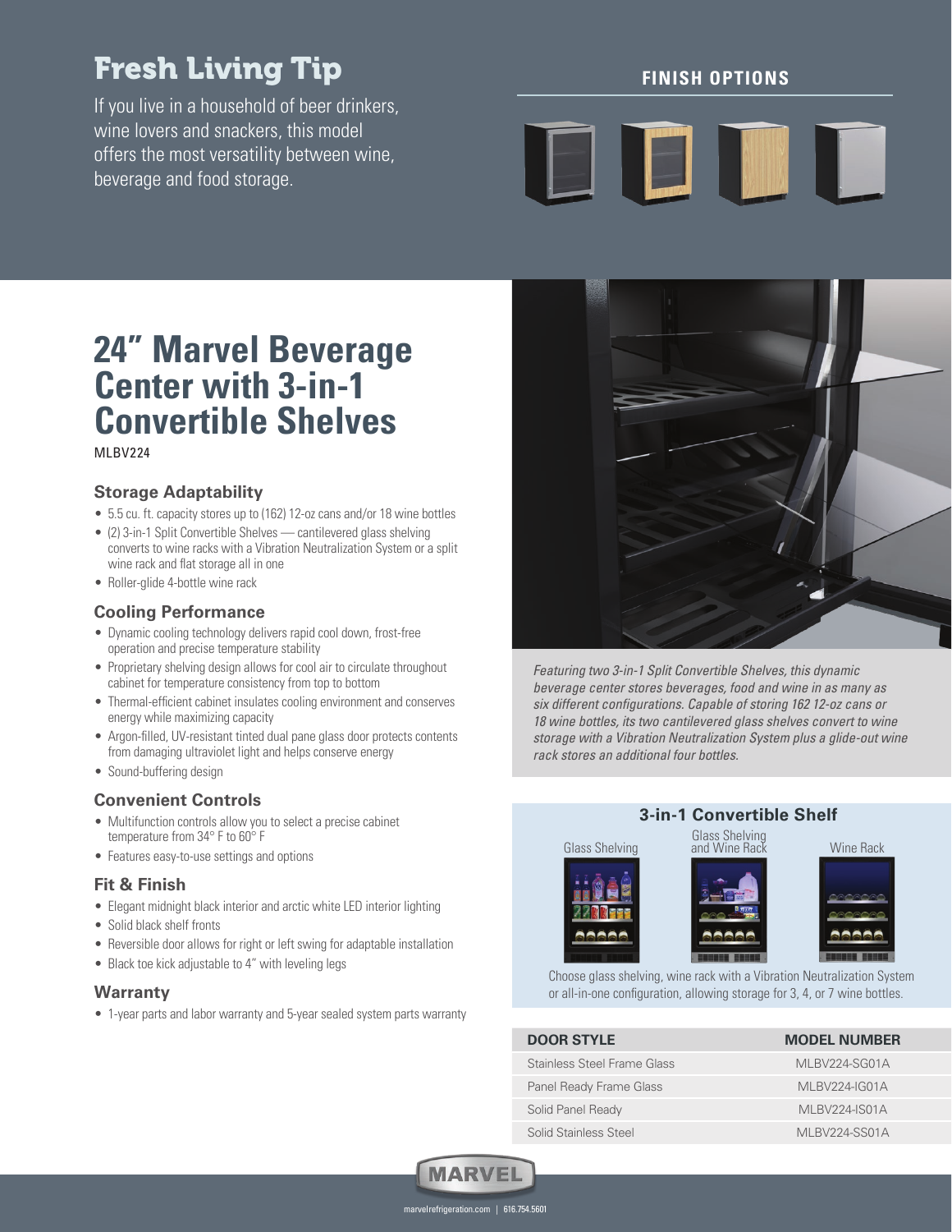# Fresh Living Tip

If you live in a household of beer drinkers, wine lovers and snackers, this model offers the most versatility between wine, beverage and food storage.

**FINISH OPTIONS**

# 24" Marvel Beverage Center with 3-in-1 Convertible Shelves

MLBV224

### Storage Adaptability

- 5.5 cu. ft. capacity stores up to (162) 12-oz cans and/or 18 wine bottles
- (2) 3-in-1 Split Convertible Shelves — cantilevered glass shelving converts to wine racks with a Vibration Neutralization System or a split wine rack and flat storage all in one
- Roller-glide 4-bottle wine rack

### Cooling Performance

- Dynamic cooling technology delivers rapid cool down, frost-free operation and precise temperature stability
- Proprietary shelving design allows for cool air to circulate throughout cabinet for temperature consistency from top to bottom
- Thermal-efficient cabinet insulates cooling environment and conserves energy while maximizing capacity
- Argon-filled, UV-resistant tinted dual pane glass door protects contents from damaging ultraviolet light and helps conserve energy
- Sound-buffering design

### Convenient Controls

- Multifunction controls allow you to select a precise cabinet temperature from 34° F to 60° F
- Features easy-to-use settings and options

### Fit & Finish

- Elegant midnight black interior and arctic white LED interior lighting
- Solid black shelf fronts
- Reversible door allows for right or left swing for adaptable installation
- Black toe kick adjustable to 4" with leveling legs

### Warranty

- 1-year parts and labor warranty and 5-year sealed system parts warranty

*Featuring two 3-in-1 Split Convertible Shelves, this dynamic beverage center stores beverages, food and wine in as many as six different configurations. Capable of storing 162 12-oz cans or 18 wine bottles, its two cantilevered glass shelves convert to wine storage with a Vibration Neutralization System plus a glide-out wine rack stores an additional four bottles.*

### 3-in-1 Convertible Shelf

Glass Shelving | Glass Shelving and Wine Rack | Wine Rack

Choose glass shelving, wine rack with a Vibration Neutralization System or all-in-one configuration, allowing storage for 3, 4, or 7 wine bottles.

| DOOR STYLE | MODEL NUMBER |
|---|---|
| Stainless Steel Frame Glass | MLBV224-SG01A |
| Panel Ready Frame Glass | MLBV224-IG01A |
| Solid Panel Ready | MLBV224-IS01A |
| Solid Stainless Steel | MLBV224-SS01A |

MARVEL

marvelrefrigeration.com | 616.754.5601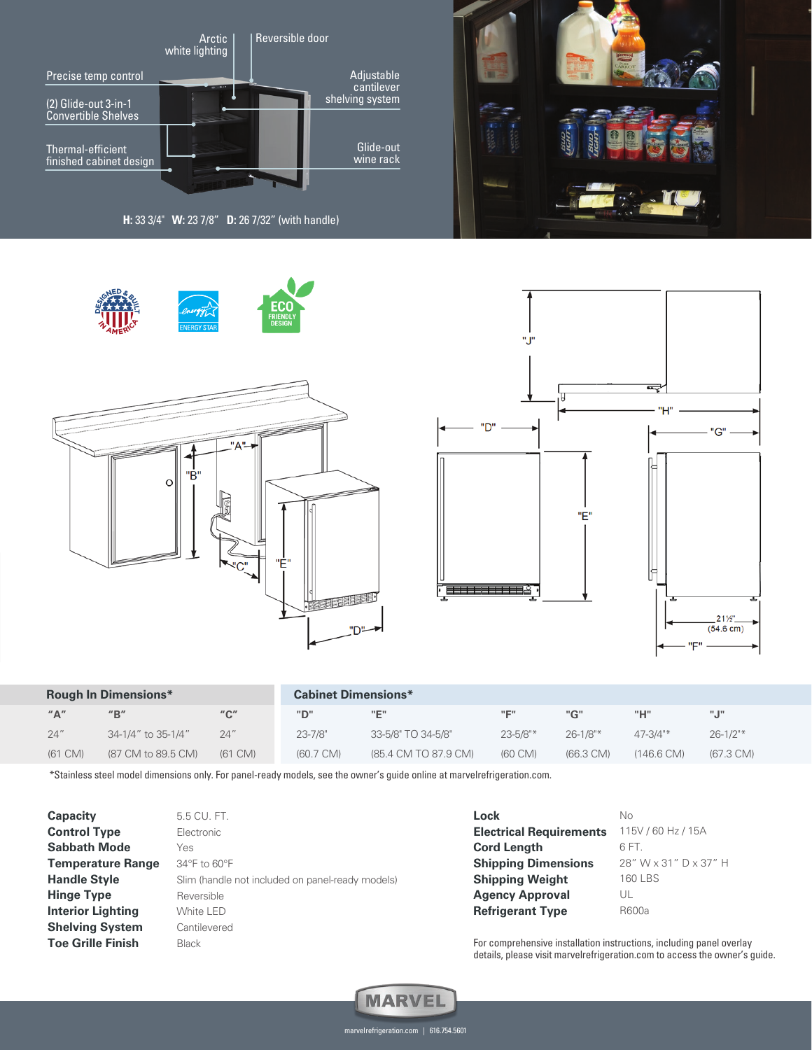Arctic white lighting

Reversible door

Precise temp control

Adjustable cantilever shelving system

(2) Glide-out 3-in-1 Convertible Shelves

Thermal-efficient finished cabinet design

Glide-out wine rack

**H:** 33 3/4" **W:** 23 7/8" **D:** 26 7/32" (with handle)

"A" "B" "C" "D" "E" "F" "G" "H" "J"

21½" (54.6 cm)

| Rough In Dimensions* | | | Cabinet Dimensions* | | | | | |
|---|---|---|---|---|---|---|---|---|
| "A" | "B" | "C" | "D" | "E" | "F" | "G" | "H" | "J" |
| 24" | 34-1/4" to 35-1/4" | 24" | 23-7/8" | 33-5/8" TO 34-5/8" | 23-5/8"* | 26-1/8"* | 47-3/4"* | 26-1/2"* |
| (61 CM) | (87 CM to 89.5 CM) | (61 CM) | (60.7 CM) | (85.4 CM TO 87.9 CM) | (60 CM) | (66.3 CM) | (146.6 CM) | (67.3 CM) |

*Stainless steel model dimensions only. For panel-ready models, see the owner's guide online at marvelrefrigeration.com.

| | |
|---|---|
| **Capacity** | 5.5 CU. FT. |
| **Control Type** | Electronic |
| **Sabbath Mode** | Yes |
| **Temperature Range** | 34°F to 60°F |
| **Handle Style** | Slim (handle not included on panel-ready models) |
| **Hinge Type** | Reversible |
| **Interior Lighting** | White LED |
| **Shelving System** | Cantilevered |
| **Toe Grille Finish** | Black |
| **Lock** | No |
| **Electrical Requirements** | 115V / 60 Hz / 15A |
| **Cord Length** | 6 FT. |
| **Shipping Dimensions** | 28" W x 31" D x 37" H |
| **Shipping Weight** | 160 LBS |
| **Agency Approval** | UL |
| **Refrigerant Type** | R600a |

For comprehensive installation instructions, including panel overlay details, please visit marvelrefrigeration.com to access the owner's guide.

MARVEL

marvelrefrigeration.com | 616.754.5601